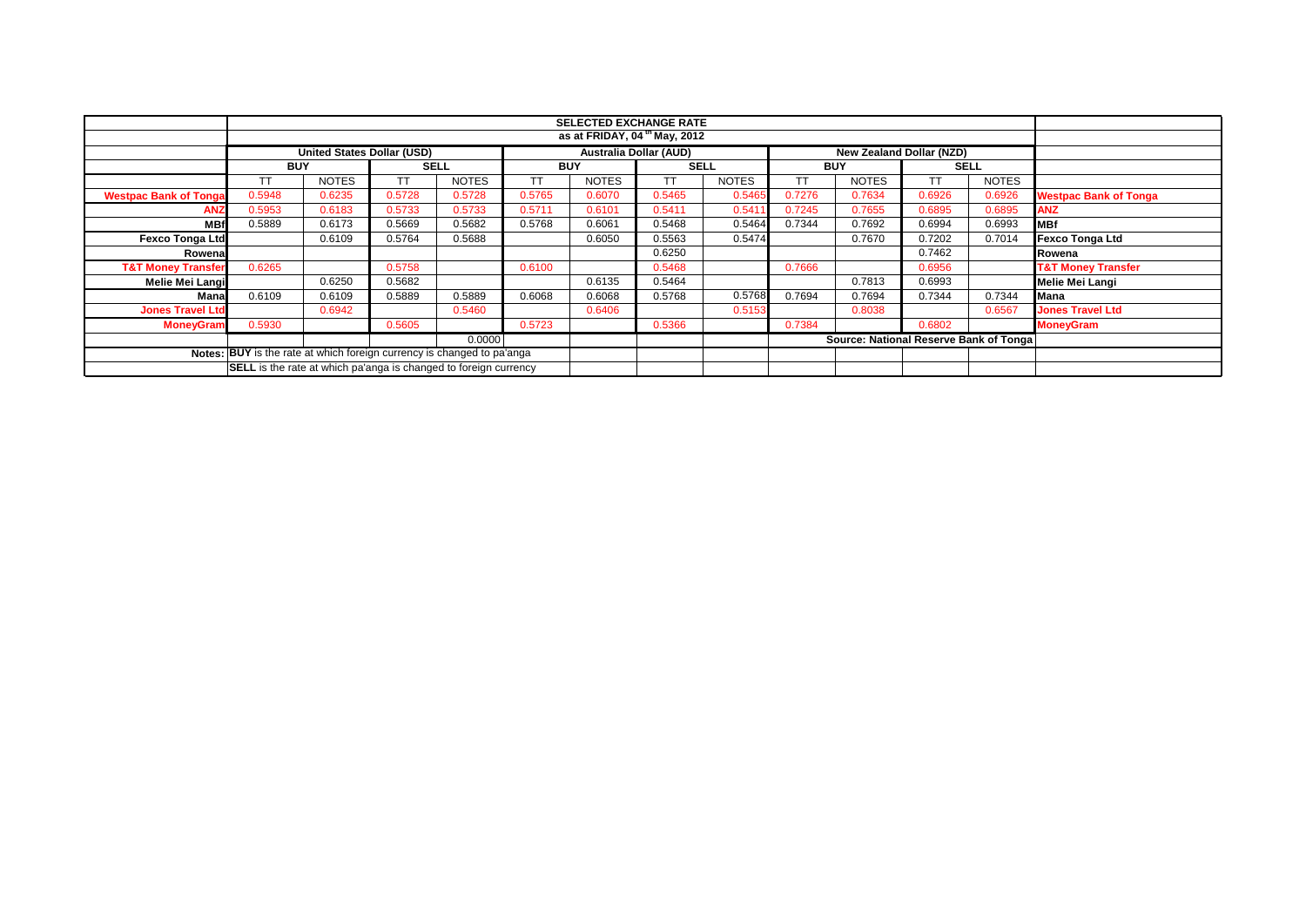| | SELECTED EXCHANGE RATE | | | | | | | | | | | | |
|---|---|---|---|---|---|---|---|---|---|---|---|---|---|
| | as at FRIDAY, 04 th May, 2012 | | | | | | | | | | | | |
| | United States Dollar (USD) | | | | Australia Dollar (AUD) | | | | New Zealand Dollar (NZD) | | | | |
| | BUY | | SELL | | BUY | | SELL | | BUY | | SELL | | |
| | TT | NOTES | TT | NOTES | TT | NOTES | TT | NOTES | TT | NOTES | TT | NOTES | |
| Westpac Bank of Tonga | 0.5948 | 0.6235 | 0.5728 | 0.5728 | 0.5765 | 0.6070 | 0.5465 | 0.5465 | 0.7276 | 0.7634 | 0.6926 | 0.6926 | Westpac Bank of Tonga |
| ANZ | 0.5953 | 0.6183 | 0.5733 | 0.5733 | 0.5711 | 0.6101 | 0.5411 | 0.5411 | 0.7245 | 0.7655 | 0.6895 | 0.6895 | ANZ |
| MBf | 0.5889 | 0.6173 | 0.5669 | 0.5682 | 0.5768 | 0.6061 | 0.5468 | 0.5464 | 0.7344 | 0.7692 | 0.6994 | 0.6993 | MBf |
| Fexco Tonga Ltd | | 0.6109 | 0.5764 | 0.5688 | | 0.6050 | 0.5563 | 0.5474 | | 0.7670 | 0.7202 | 0.7014 | Fexco Tonga Ltd |
| Rowena | | | | | | | 0.6250 | | | | 0.7462 | | Rowena |
| T&T Money Transfer | 0.6265 | | 0.5758 | | 0.6100 | | 0.5468 | | 0.7666 | | 0.6956 | | T&T Money Transfer |
| Melie Mei Langi | | 0.6250 | 0.5682 | | | 0.6135 | 0.5464 | | | 0.7813 | 0.6993 | | Melie Mei Langi |
| Mana | 0.6109 | 0.6109 | 0.5889 | 0.5889 | 0.6068 | 0.6068 | 0.5768 | 0.5768 | 0.7694 | 0.7694 | 0.7344 | 0.7344 | Mana |
| Jones Travel Ltd | | 0.6942 | | 0.5460 | | 0.6406 | | 0.5153 | | 0.8038 | | 0.6567 | Jones Travel Ltd |
| MoneyGram | 0.5930 | | 0.5605 | | 0.5723 | | 0.5366 | | 0.7384 | | 0.6802 | | MoneyGram |
| | | | | 0.0000 | | | | | Source: National Reserve Bank of Tonga | | | | |
| Notes: | **BUY** is the rate at which foreign currency is changed to pa'anga | | | | | | | | | | | | |
| | **SELL** is the rate at which pa'anga is changed to foreign currency | | | | | | | | | | | | |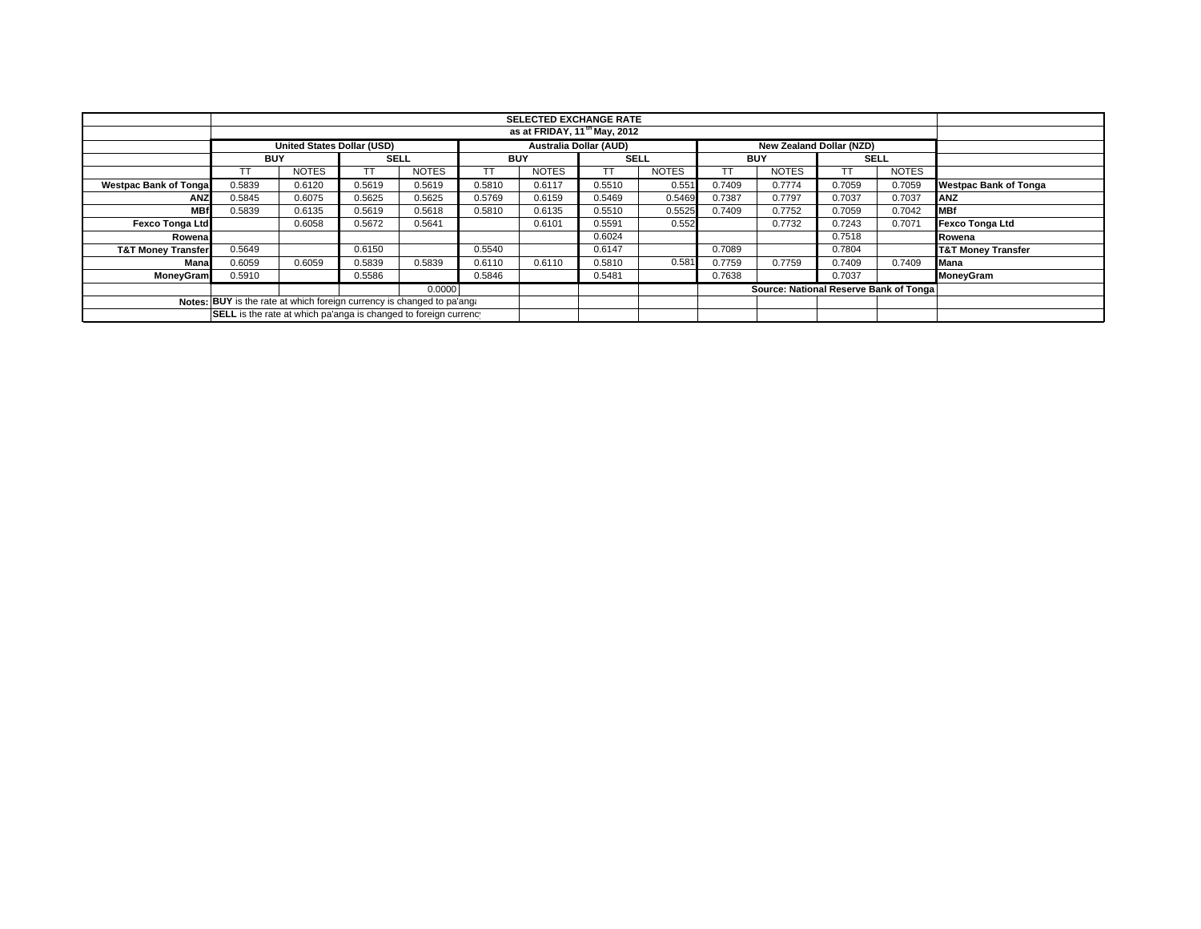| | SELECTED EXCHANGE RATE | | | | | | | | | | | | |
|---|---|---|---|---|---|---|---|---|---|---|---|---|---|
| | as at FRIDAY, 11th May, 2012 | | | | | | | | | | | | |
| | United States Dollar (USD) | | | | Australia Dollar (AUD) | | | | New Zealand Dollar (NZD) | | | | |
| | BUY | | SELL | | BUY | | SELL | | BUY | | SELL | | |
| | TT | NOTES | TT | NOTES | TT | NOTES | TT | NOTES | TT | NOTES | TT | NOTES | |
| **Westpac Bank of Tonga** | 0.5839 | 0.6120 | 0.5619 | 0.5619 | 0.5810 | 0.6117 | 0.5510 | 0.551 | 0.7409 | 0.7774 | 0.7059 | 0.7059 | **Westpac Bank of Tonga** |
| **ANZ** | 0.5845 | 0.6075 | 0.5625 | 0.5625 | 0.5769 | 0.6159 | 0.5469 | 0.5469 | 0.7387 | 0.7797 | 0.7037 | 0.7037 | **ANZ** |
| **MBf** | 0.5839 | 0.6135 | 0.5619 | 0.5618 | 0.5810 | 0.6135 | 0.5510 | 0.5525 | 0.7409 | 0.7752 | 0.7059 | 0.7042 | **MBf** |
| **Fexco Tonga Ltd** | | 0.6058 | 0.5672 | 0.5641 | | 0.6101 | 0.5591 | 0.552 | | 0.7732 | 0.7243 | 0.7071 | **Fexco Tonga Ltd** |
| **Rowena** | | | | | | | 0.6024 | | | | 0.7518 | | **Rowena** |
| **T&T Money Transfer** | 0.5649 | | 0.6150 | | 0.5540 | | 0.6147 | | 0.7089 | | 0.7804 | | **T&T Money Transfer** |
| **Mana** | 0.6059 | 0.6059 | 0.5839 | 0.5839 | 0.6110 | 0.6110 | 0.5810 | 0.581 | 0.7759 | 0.7759 | 0.7409 | 0.7409 | **Mana** |
| **MoneyGram** | 0.5910 | | 0.5586 | | 0.5846 | | 0.5481 | | 0.7638 | | 0.7037 | | **MoneyGram** |
| | | | | 0.0000 | | | | | **Source: National Reserve Bank of Tonga** | | | | |
| **Notes:** | **BUY** is the rate at which foreign currency is changed to pa'anga | | | | | | | | | | | | |
| | **SELL** is the rate at which pa'anga is changed to foreign currency | | | | | | | | | | | | |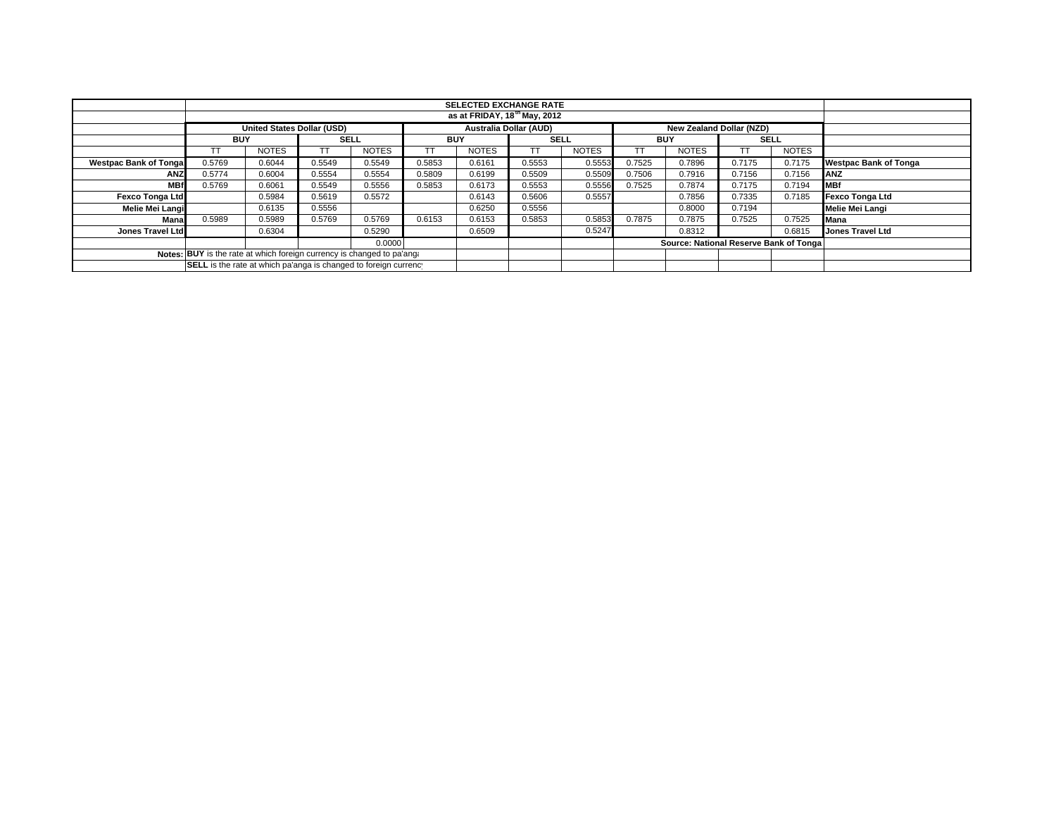| | SELECTED EXCHANGE RATE | | | | | | | | | | | | |
|---|---|---|---|---|---|---|---|---|---|---|---|---|---|
| | as at FRIDAY, 18th May, 2012 | | | | | | | | | | | | |
| | United States Dollar (USD) | | | | Australia Dollar (AUD) | | | | New Zealand Dollar (NZD) | | | | |
| | BUY | | SELL | | BUY | | SELL | | BUY | | SELL | | |
| | TT | NOTES | TT | NOTES | TT | NOTES | TT | NOTES | TT | NOTES | TT | NOTES | |
| **Westpac Bank of Tonga** | 0.5769 | 0.6044 | 0.5549 | 0.5549 | 0.5853 | 0.6161 | 0.5553 | 0.5553 | 0.7525 | 0.7896 | 0.7175 | 0.7175 | **Westpac Bank of Tonga** |
| **ANZ** | 0.5774 | 0.6004 | 0.5554 | 0.5554 | 0.5809 | 0.6199 | 0.5509 | 0.5509 | 0.7506 | 0.7916 | 0.7156 | 0.7156 | **ANZ** |
| **MBf** | 0.5769 | 0.6061 | 0.5549 | 0.5556 | 0.5853 | 0.6173 | 0.5553 | 0.5556 | 0.7525 | 0.7874 | 0.7175 | 0.7194 | **MBf** |
| **Fexco Tonga Ltd** | | 0.5984 | 0.5619 | 0.5572 | | 0.6143 | 0.5606 | 0.5557 | | 0.7856 | 0.7335 | 0.7185 | **Fexco Tonga Ltd** |
| **Melie Mei Langi** | | 0.6135 | 0.5556 | | | 0.6250 | 0.5556 | | | 0.8000 | 0.7194 | | **Melie Mei Langi** |
| **Mana** | 0.5989 | 0.5989 | 0.5769 | 0.5769 | 0.6153 | 0.6153 | 0.5853 | 0.5853 | 0.7875 | 0.7875 | 0.7525 | 0.7525 | **Mana** |
| **Jones Travel Ltd** | | 0.6304 | | 0.5290 | | 0.6509 | | 0.5247 | | 0.8312 | | 0.6815 | **Jones Travel Ltd** |
| | | | | 0.0000 | | | | | **Source: National Reserve Bank of Tonga** | | | | |
| **Notes:** | **BUY** is the rate at which foreign currency is changed to pa'anga | | | | | | | | | | | | |
| | **SELL** is the rate at which pa'anga is changed to foreign currency | | | | | | | | | | | | |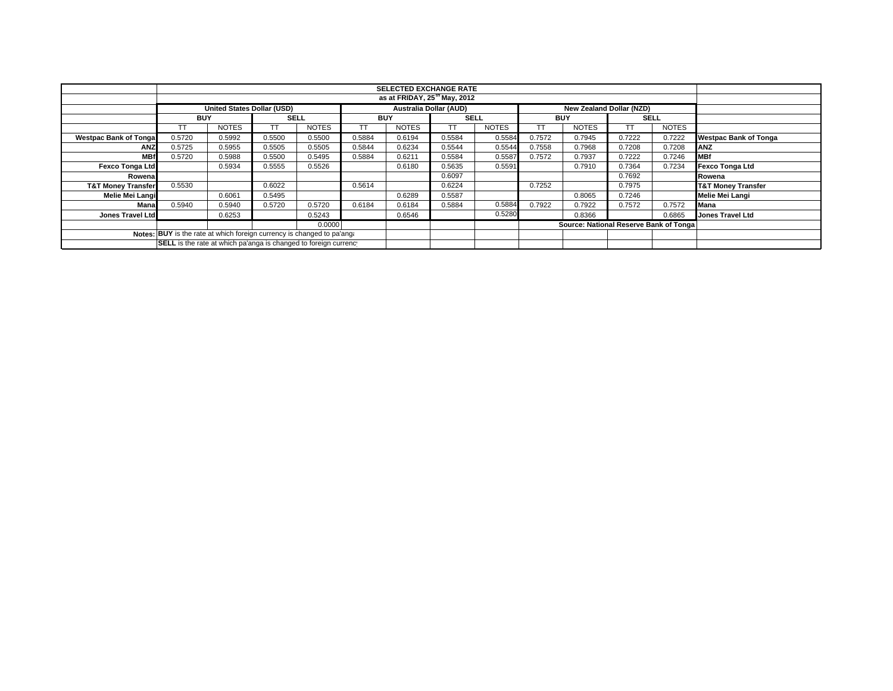| | SELECTED EXCHANGE RATE | | | | | | | | | | | | |
|---|---|---|---|---|---|---|---|---|---|---|---|---|---|
| | as at FRIDAY, 25th May, 2012 | | | | | | | | | | | | |
| | United States Dollar (USD) | | | | Australia Dollar (AUD) | | | | New Zealand Dollar (NZD) | | | | |
| | BUY | | SELL | | BUY | | SELL | | BUY | | SELL | | |
| | TT | NOTES | TT | NOTES | TT | NOTES | TT | NOTES | TT | NOTES | TT | NOTES | |
| **Westpac Bank of Tonga** | 0.5720 | 0.5992 | 0.5500 | 0.5500 | 0.5884 | 0.6194 | 0.5584 | 0.5584 | 0.7572 | 0.7945 | 0.7222 | 0.7222 | **Westpac Bank of Tonga** |
| **ANZ** | 0.5725 | 0.5955 | 0.5505 | 0.5505 | 0.5844 | 0.6234 | 0.5544 | 0.5544 | 0.7558 | 0.7968 | 0.7208 | 0.7208 | **ANZ** |
| **MBf** | 0.5720 | 0.5988 | 0.5500 | 0.5495 | 0.5884 | 0.6211 | 0.5584 | 0.5587 | 0.7572 | 0.7937 | 0.7222 | 0.7246 | **MBf** |
| **Fexco Tonga Ltd** | | 0.5934 | 0.5555 | 0.5526 | | 0.6180 | 0.5635 | 0.5591 | | 0.7910 | 0.7364 | 0.7234 | **Fexco Tonga Ltd** |
| **Rowena** | | | | | | | 0.6097 | | | | 0.7692 | | **Rowena** |
| **T&T Money Transfer** | 0.5530 | | 0.6022 | | 0.5614 | | 0.6224 | | 0.7252 | | 0.7975 | | **T&T Money Transfer** |
| **Melie Mei Langi** | | 0.6061 | 0.5495 | | | 0.6289 | 0.5587 | | | 0.8065 | 0.7246 | | **Melie Mei Langi** |
| **Mana** | 0.5940 | 0.5940 | 0.5720 | 0.5720 | 0.6184 | 0.6184 | 0.5884 | 0.5884 | 0.7922 | 0.7922 | 0.7572 | 0.7572 | **Mana** |
| **Jones Travel Ltd** | | 0.6253 | | 0.5243 | | 0.6546 | | 0.5280 | | 0.8366 | | 0.6865 | **Jones Travel Ltd** |
| | | | | 0.0000 | | | | | Source: National Reserve Bank of Tonga | | | | |
| Notes: | **BUY** is the rate at which foreign currency is changed to pa'anga | | | | | | | | | | | | |
| | **SELL** is the rate at which pa'anga is changed to foreign currency | | | | | | | | | | | | |